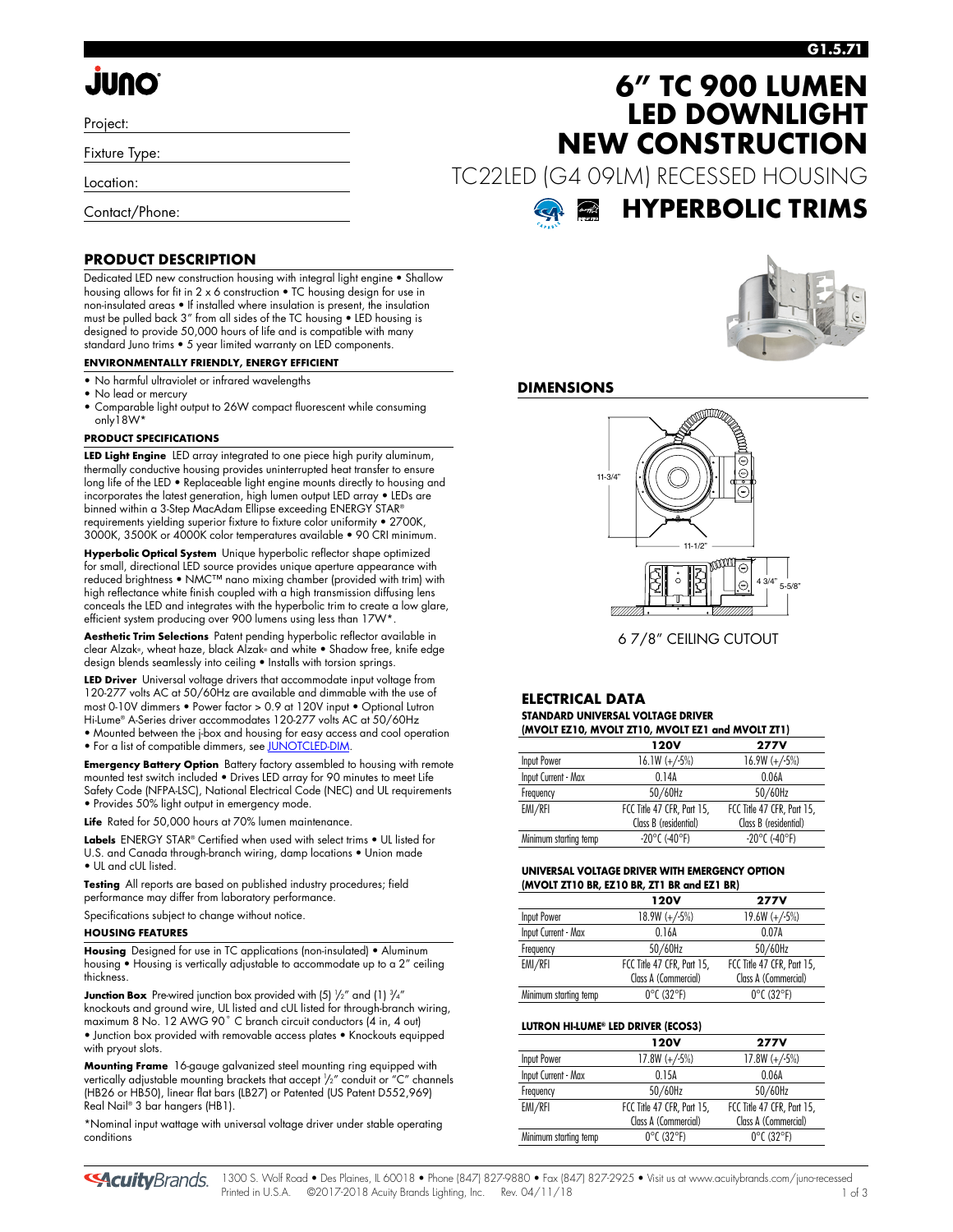# 6" TC 900 LUMEN LED DOWNLIGHT NEW CONSTRUCTION

TC22LED (G4 09LM) RECESSED HOUSING

## HYPERBOLIC TRIMS

Project:

Fixture Type:

Location:

Contact/Phone:

## PRODUCT DESCRIPTION

Dedicated LED new construction housing with integral light engine • Shallow housing allows for fit in 2 x 6 construction • TC housing design for use in non-insulated areas • If installed where insulation is present, the insulation must be pulled back 3" from all sides of the TC housing • LED housing is designed to provide 50,000 hours of life and is compatible with many standard Juno trims • 5 year limited warranty on LED components.

### ENVIRONMENTALLY FRIENDLY, ENERGY EFFICIENT

- No harmful ultraviolet or infrared wavelengths
- No lead or mercury
- Comparable light output to 26W compact fluorescent while consuming only18W*

### PRODUCT SPECIFICATIONS

**LED Light Engine** LED array integrated to one piece high purity aluminum, thermally conductive housing provides uninterrupted heat transfer to ensure long life of the LED • Replaceable light engine mounts directly to housing and incorporates the latest generation, high lumen output LED array • LEDs are binned within a 3-Step MacAdam Ellipse exceeding ENERGY STAR® requirements yielding superior fixture to fixture color uniformity • 2700K, 3000K, 3500K or 4000K color temperatures available • 90 CRI minimum.

**Hyperbolic Optical System** Unique hyperbolic reflector shape optimized for small, directional LED source provides unique aperture appearance with reduced brightness • NMC™ nano mixing chamber (provided with trim) with high reflectance white finish coupled with a high transmission diffusing lens conceals the LED and integrates with the hyperbolic trim to create a low glare, efficient system producing over 900 lumens using less than 17W*.

**Aesthetic Trim Selections** Patent pending hyperbolic reflector available in clear Alzak®, wheat haze, black Alzak® and white • Shadow free, knife edge design blends seamlessly into ceiling • Installs with torsion springs.

**LED Driver** Universal voltage drivers that accommodate input voltage from 120-277 volts AC at 50/60Hz are available and dimmable with the use of most 0-10V dimmers • Power factor > 0.9 at 120V input • Optional Lutron Hi-Lume® A-Series driver accommodates 120-277 volts AC at 50/60Hz • Mounted between the j-box and housing for easy access and cool operation • For a list of compatible dimmers, see JUNOTCLED-DIM.

**Emergency Battery Option** Battery factory assembled to housing with remote mounted test switch included • Drives LED array for 90 minutes to meet Life Safety Code (NFPA-LSC), National Electrical Code (NEC) and UL requirements • Provides 50% light output in emergency mode.

**Life** Rated for 50,000 hours at 70% lumen maintenance.

**Labels** ENERGY STAR® Certified when used with select trims • UL listed for U.S. and Canada through-branch wiring, damp locations • Union made • UL and cUL listed.

**Testing** All reports are based on published industry procedures; field performance may differ from laboratory performance.

Specifications subject to change without notice.

### HOUSING FEATURES

**Housing** Designed for use in TC applications (non-insulated) • Aluminum housing • Housing is vertically adjustable to accommodate up to a 2" ceiling thickness.

**Junction Box** Pre-wired junction box provided with (5) ½" and (1) ¾" knockouts and ground wire, UL listed and cUL listed for through-branch wiring, maximum 8 No. 12 AWG 90°C branch circuit conductors (4 in, 4 out) • Junction box provided with removable access plates • Knockouts equipped with pryout slots.

**Mounting Frame** 16-gauge galvanized steel mounting ring equipped with vertically adjustable mounting brackets that accept ½" conduit or "C" channels (HB26 or HB50), linear flat bars (LB27) or Patented (US Patent D552,969) Real Nail® 3 bar hangers (HB1).

*Nominal input wattage with universal voltage driver under stable operating conditions

## DIMENSIONS

11-3/4"

11-1/2"

4 3/4"

5-5/8"

6 7/8" CEILING CUTOUT

## ELECTRICAL DATA

### STANDARD UNIVERSAL VOLTAGE DRIVER (MVOLT EZ10, MVOLT ZT10, MVOLT EZ1 and MVOLT ZT1)

| | 120V | 277V |
|---|---|---|
| Input Power | 16.1W (+/-5%) | 16.9W (+/-5%) |
| Input Current - Max | 0.14A | 0.06A |
| Frequency | 50/60Hz | 50/60Hz |
| EMI/RFI | FCC Title 47 CFR, Part 15, Class B (residential) | FCC Title 47 CFR, Part 15, Class B (residential) |
| Minimum starting temp | -20°C (-40°F) | -20°C (-40°F) |

### UNIVERSAL VOLTAGE DRIVER WITH EMERGENCY OPTION (MVOLT ZT10 BR, EZ10 BR, ZT1 BR and EZ1 BR)

| | 120V | 277V |
|---|---|---|
| Input Power | 18.9W (+/-5%) | 19.6W (+/-5%) |
| Input Current - Max | 0.16A | 0.07A |
| Frequency | 50/60Hz | 50/60Hz |
| EMI/RFI | FCC Title 47 CFR, Part 15, Class A (Commercial) | FCC Title 47 CFR, Part 15, Class A (Commercial) |
| Minimum starting temp | 0°C (32°F) | 0°C (32°F) |

### LUTRON HI-LUME® LED DRIVER (ECOS3)

| | 120V | 277V |
|---|---|---|
| Input Power | 17.8W (+/-5%) | 17.8W (+/-5%) |
| Input Current - Max | 0.15A | 0.06A |
| Frequency | 50/60Hz | 50/60Hz |
| EMI/RFI | FCC Title 47 CFR, Part 15, Class A (Commercial) | FCC Title 47 CFR, Part 15, Class A (Commercial) |
| Minimum starting temp | 0°C (32°F) | 0°C (32°F) |

1300 S. Wolf Road • Des Plaines, IL 60018 • Phone (847) 827-9880 • Fax (847) 827-2925 • Visit us at www.acuitybrands.com/juno-recessed
Printed in U.S.A. ©2017-2018 Acuity Brands Lighting, Inc. Rev. 04/11/18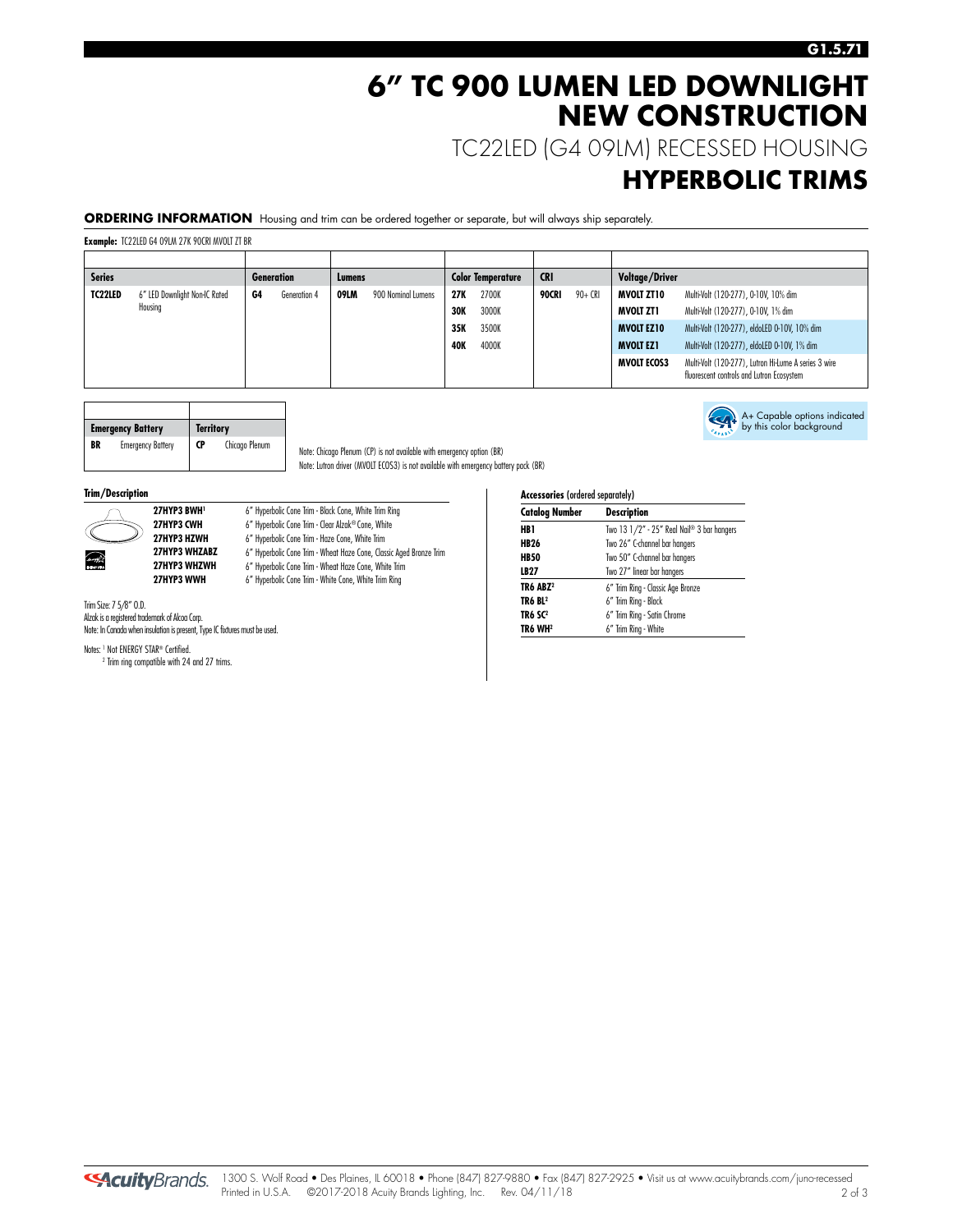# 6" TC 900 LUMEN LED DOWNLIGHT NEW CONSTRUCTION

## TC22LED (G4 09LM) RECESSED HOUSING

## HYPERBOLIC TRIMS

**ORDERING INFORMATION** Housing and trim can be ordered together or separate, but will always ship separately.

**Example:** TC22LED G4 09LM 27K 90CRI MVOLT ZT BR

| Series | | Generation | | Lumens | | Color Temperature | | CRI | | Voltage/Driver | |
|---|---|---|---|---|---|---|---|---|---|---|---|
| **TC22LED** | 6" LED Downlight Non-IC Rated Housing | **G4** | Generation 4 | **09LM** | 900 Nominal Lumens | **27K** | 2700K | **90CRI** | 90+ CRI | **MVOLT ZT10** | Multi-Volt (120-277), 0-10V, 10% dim |
| | | | | | | **30K** | 3000K | | | **MVOLT ZT1** | Multi-Volt (120-277), 0-10V, 1% dim |
| | | | | | | **35K** | 3500K | | | **MVOLT EZ10** | Multi-Volt (120-277), eldoLED 0-10V, 10% dim |
| | | | | | | **40K** | 4000K | | | **MVOLT EZ1** | Multi-Volt (120-277), eldoLED 0-10V, 1% dim |
| | | | | | | | | | | **MVOLT ECOS3** | Multi-Volt (120-277), Lutron Hi-Lume A series 3 wire fluorescent controls and Lutron Ecosystem |

| Emergency Battery | | Territory | |
|---|---|---|---|
| **BR** | Emergency Battery | **CP** | Chicago Plenum |

Note: Chicago Plenum (CP) is not available with emergency option (BR)
Note: Lutron driver (MVOLT ECOS3) is not available with emergency battery pack (BR)

A+ Capable options indicated by this color background

### Trim/Description

| | |
|---|---|
| **27HYP3 BWH**[1] | 6" Hyperbolic Cone Trim - Black Cone, White Trim Ring |
| **27HYP3 CWH** | 6" Hyperbolic Cone Trim - Clear Alzak® Cone, White |
| **27HYP3 HZWH** | 6" Hyperbolic Cone Trim - Haze Cone, White Trim |
| **27HYP3 WHZABZ** | 6" Hyperbolic Cone Trim - Wheat Haze Cone, Classic Aged Bronze Trim |
| **27HYP3 WHZWH** | 6" Hyperbolic Cone Trim - Wheat Haze Cone, White Trim |
| **27HYP3 WWH** | 6" Hyperbolic Cone Trim - White Cone, White Trim Ring |

Trim Size: 7 5/8" O.D.
Alzak is a registered trademark of Alcoa Corp.
Note: In Canada when insulation is present, Type IC fixtures must be used.

Notes: [1] Not ENERGY STAR® Certified.
[2] Trim ring compatible with 24 and 27 trims.

### Accessories (ordered separately)

| Catalog Number | Description |
|---|---|
| **HB1** | Two 13 1/2" - 25" Real Nail® 3 bar hangers |
| **HB26** | Two 26" C-channel bar hangers |
| **HB50** | Two 50" C-channel bar hangers |
| **LB27** | Two 27" linear bar hangers |
| **TR6 ABZ**[2] | 6" Trim Ring - Classic Age Bronze |
| **TR6 BL**[2] | 6" Trim Ring - Black |
| **TR6 SC**[2] | 6" Trim Ring - Satin Chrome |
| **TR6 WH**[2] | 6" Trim Ring - White |

AcuityBrands. 1300 S. Wolf Road • Des Plaines, IL 60018 • Phone (847) 827-9880 • Fax (847) 827-2925 • Visit us at www.acuitybrands.com/juno-recessed
Printed in U.S.A. ©2017-2018 Acuity Brands Lighting, Inc. Rev. 04/11/18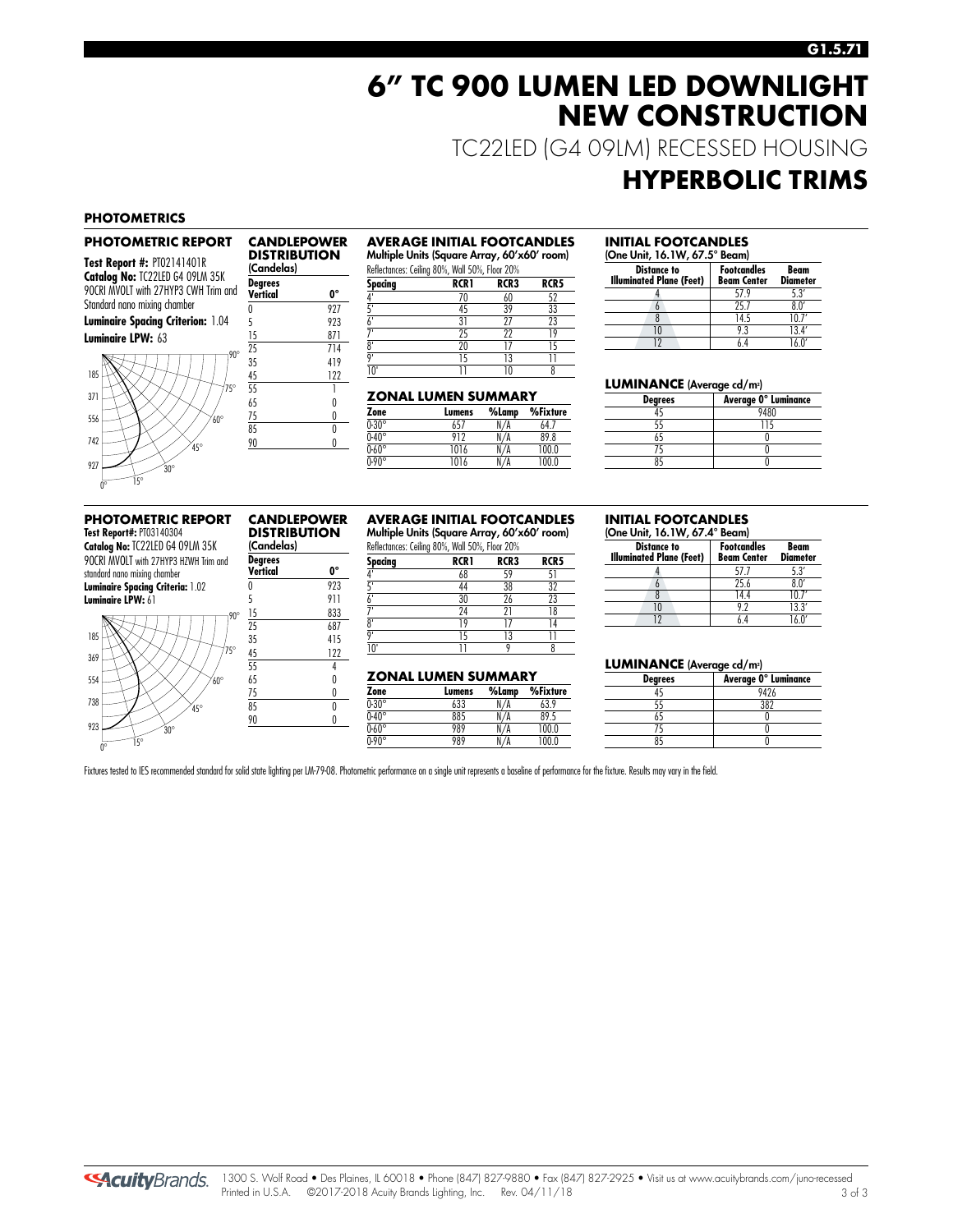# 6" TC 900 LUMEN LED DOWNLIGHT NEW CONSTRUCTION

TC22LED (G4 09LM) RECESSED HOUSING

## HYPERBOLIC TRIMS

### PHOTOMETRICS

#### PHOTOMETRIC REPORT

**Test Report #:** PT02141401R
**Catalog No:** TC22LED G4 09LM 35K 90CRI MVOLT with 27HYP3 CWH Trim and Standard nano mixing chamber
**Luminaire Spacing Criterion:** 1.04
**Luminaire LPW:** 63

185
371
556
742
927
0°
15°
30°
45°
60°
75°
90°

#### CANDLEPOWER DISTRIBUTION (Candelas)

| Degrees Vertical | 0° |
|---|---|
| 0 | 927 |
| 5 | 923 |
| 15 | 871 |
| 25 | 714 |
| 35 | 419 |
| 45 | 122 |
| 55 | 1 |
| 65 | 0 |
| 75 | 0 |
| 85 | 0 |
| 90 | 0 |

#### AVERAGE INITIAL FOOTCANDLES

Multiple Units (Square Array, 60'x60' room)
Reflectances: Ceiling 80%, Wall 50%, Floor 20%

| Spacing | RCR1 | RCR3 | RCR5 |
|---|---|---|---|
| 4' | 70 | 60 | 52 |
| 5' | 45 | 39 | 33 |
| 6' | 31 | 27 | 23 |
| 7' | 25 | 22 | 19 |
| 8' | 20 | 17 | 15 |
| 9' | 15 | 13 | 11 |
| 10' | 11 | 10 | 8 |

#### ZONAL LUMEN SUMMARY

| Zone | Lumens | %Lamp | %Fixture |
|---|---|---|---|
| 0-30° | 657 | N/A | 64.7 |
| 0-40° | 912 | N/A | 89.8 |
| 0-60° | 1016 | N/A | 100.0 |
| 0-90° | 1016 | N/A | 100.0 |

#### INITIAL FOOTCANDLES

(One Unit, 16.1W, 67.5° Beam)

| Distance to Illuminated Plane (Feet) | Footcandles Beam Center | Beam Diameter |
|---|---|---|
| 4 | 57.9 | 5.3' |
| 6 | 25.7 | 8.0' |
| 8 | 14.5 | 10.7' |
| 10 | 9.3 | 13.4' |
| 12 | 6.4 | 16.0' |

#### LUMINANCE (Average cd/m²)

| Degrees | Average 0° Luminance |
|---|---|
| 45 | 9480 |
| 55 | 115 |
| 65 | 0 |
| 75 | 0 |
| 85 | 0 |

#### PHOTOMETRIC REPORT

**Test Report#:** PT03140304
**Catalog No:** TC22LED G4 09LM 35K 90CRI MVOLT with 27HYP3 HZWH Trim and standard nano mixing chamber
**Luminaire Spacing Criteria:** 1.02
**Luminaire LPW:** 61

185
369
554
738
923
0°
15°
30°
45°
60°
75°
90°

#### CANDLEPOWER DISTRIBUTION (Candelas)

| Degrees Vertical | 0° |
|---|---|
| 0 | 923 |
| 5 | 911 |
| 15 | 833 |
| 25 | 687 |
| 35 | 415 |
| 45 | 122 |
| 55 | 4 |
| 65 | 0 |
| 75 | 0 |
| 85 | 0 |
| 90 | 0 |

#### AVERAGE INITIAL FOOTCANDLES

Multiple Units (Square Array, 60'x60' room)
Reflectances: Ceiling 80%, Wall 50%, Floor 20%

| Spacing | RCR1 | RCR3 | RCR5 |
|---|---|---|---|
| 4' | 68 | 59 | 51 |
| 5' | 44 | 38 | 32 |
| 6' | 30 | 26 | 23 |
| 7' | 24 | 21 | 18 |
| 8' | 19 | 17 | 14 |
| 9' | 15 | 13 | 11 |
| 10' | 11 | 9 | 8 |

#### ZONAL LUMEN SUMMARY

| Zone | Lumens | %Lamp | %Fixture |
|---|---|---|---|
| 0-30° | 633 | N/A | 63.9 |
| 0-40° | 885 | N/A | 89.5 |
| 0-60° | 989 | N/A | 100.0 |
| 0-90° | 989 | N/A | 100.0 |

#### INITIAL FOOTCANDLES

(One Unit, 16.1W, 67.4° Beam)

| Distance to Illuminated Plane (Feet) | Footcandles Beam Center | Beam Diameter |
|---|---|---|
| 4 | 57.7 | 5.3' |
| 6 | 25.6 | 8.0' |
| 8 | 14.4 | 10.7' |
| 10 | 9.2 | 13.3' |
| 12 | 6.4 | 16.0' |

#### LUMINANCE (Average cd/m²)

| Degrees | Average 0° Luminance |
|---|---|
| 45 | 9426 |
| 55 | 382 |
| 65 | 0 |
| 75 | 0 |
| 85 | 0 |

Fixtures tested to IES recommended standard for solid state lighting per LM-79-08. Photometric performance on a single unit represents a baseline of performance for the fixture. Results may vary in the field.

AcuityBrands. 1300 S. Wolf Road • Des Plaines, IL 60018 • Phone (847) 827-9880 • Fax (847) 827-2925 • Visit us at www.acuitybrands.com/juno-recessed
Printed in U.S.A. ©2017-2018 Acuity Brands Lighting, Inc. Rev. 04/11/18